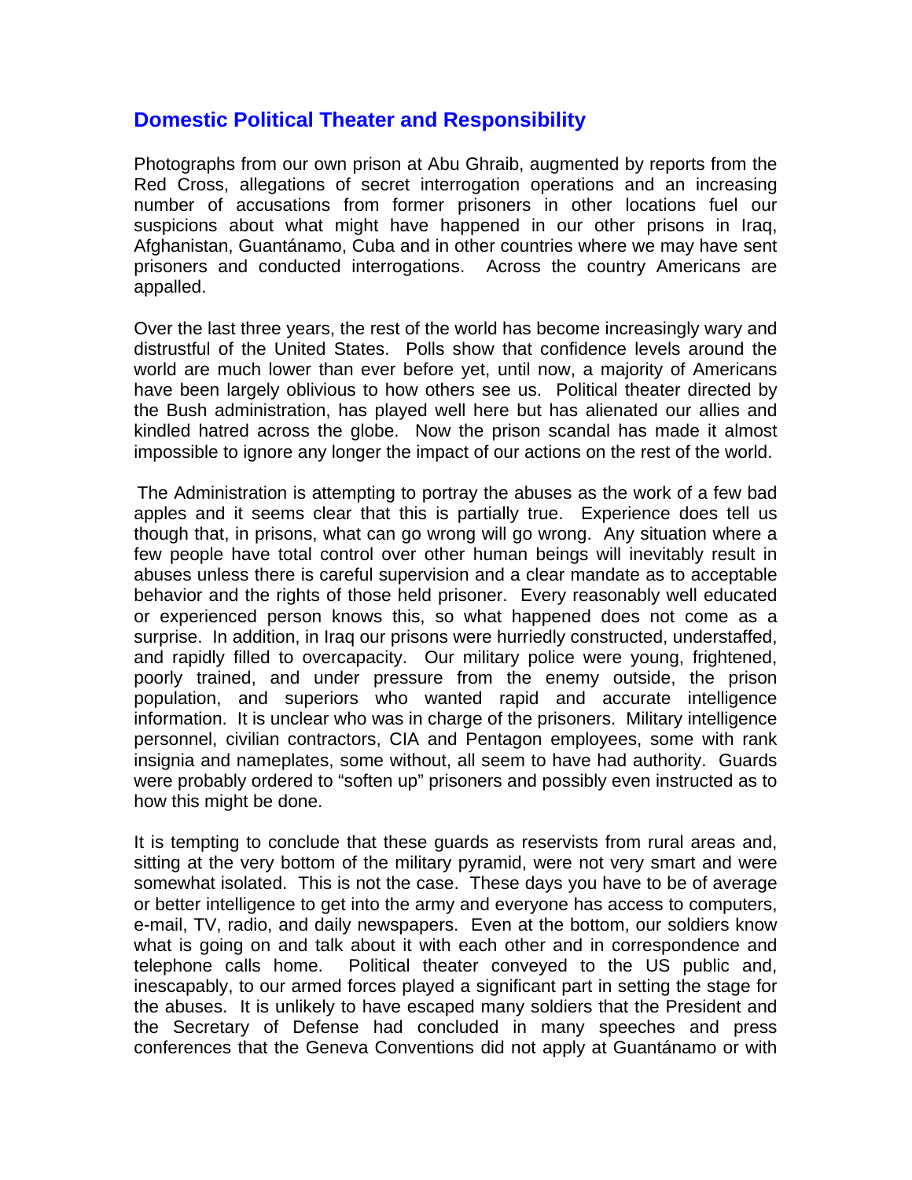## Domestic Political Theater and Responsibility

Photographs from our own prison at Abu Ghraib, augmented by reports from the Red Cross, allegations of secret interrogation operations and an increasing number of accusations from former prisoners in other locations fuel our suspicions about what might have happened in our other prisons in Iraq, Afghanistan, Guantánamo, Cuba and in other countries where we may have sent prisoners and conducted interrogations. Across the country Americans are appalled.

Over the last three years, the rest of the world has become increasingly wary and distrustful of the United States. Polls show that confidence levels around the world are much lower than ever before yet, until now, a majority of Americans have been largely oblivious to how others see us. Political theater directed by the Bush administration, has played well here but has alienated our allies and kindled hatred across the globe. Now the prison scandal has made it almost impossible to ignore any longer the impact of our actions on the rest of the world.

The Administration is attempting to portray the abuses as the work of a few bad apples and it seems clear that this is partially true. Experience does tell us though that, in prisons, what can go wrong will go wrong. Any situation where a few people have total control over other human beings will inevitably result in abuses unless there is careful supervision and a clear mandate as to acceptable behavior and the rights of those held prisoner. Every reasonably well educated or experienced person knows this, so what happened does not come as a surprise. In addition, in Iraq our prisons were hurriedly constructed, understaffed, and rapidly filled to overcapacity. Our military police were young, frightened, poorly trained, and under pressure from the enemy outside, the prison population, and superiors who wanted rapid and accurate intelligence information. It is unclear who was in charge of the prisoners. Military intelligence personnel, civilian contractors, CIA and Pentagon employees, some with rank insignia and nameplates, some without, all seem to have had authority. Guards were probably ordered to "soften up" prisoners and possibly even instructed as to how this might be done.

It is tempting to conclude that these guards as reservists from rural areas and, sitting at the very bottom of the military pyramid, were not very smart and were somewhat isolated. This is not the case. These days you have to be of average or better intelligence to get into the army and everyone has access to computers, e-mail, TV, radio, and daily newspapers. Even at the bottom, our soldiers know what is going on and talk about it with each other and in correspondence and telephone calls home. Political theater conveyed to the US public and, inescapably, to our armed forces played a significant part in setting the stage for the abuses. It is unlikely to have escaped many soldiers that the President and the Secretary of Defense had concluded in many speeches and press conferences that the Geneva Conventions did not apply at Guantánamo or with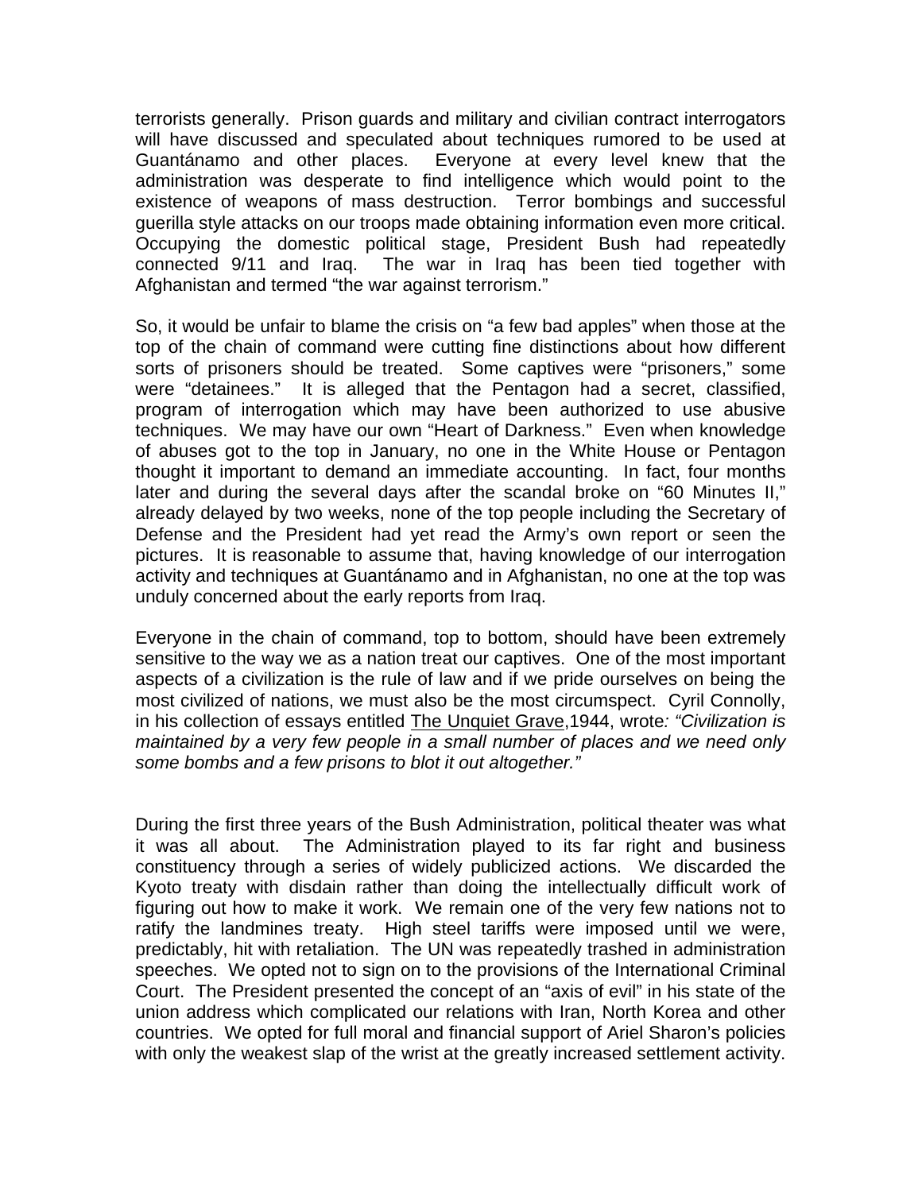terrorists generally. Prison guards and military and civilian contract interrogators will have discussed and speculated about techniques rumored to be used at Guantánamo and other places. Everyone at every level knew that the administration was desperate to find intelligence which would point to the existence of weapons of mass destruction. Terror bombings and successful guerilla style attacks on our troops made obtaining information even more critical. Occupying the domestic political stage, President Bush had repeatedly connected 9/11 and Iraq. The war in Iraq has been tied together with Afghanistan and termed "the war against terrorism."

So, it would be unfair to blame the crisis on "a few bad apples" when those at the top of the chain of command were cutting fine distinctions about how different sorts of prisoners should be treated. Some captives were "prisoners," some were "detainees." It is alleged that the Pentagon had a secret, classified, program of interrogation which may have been authorized to use abusive techniques. We may have our own "Heart of Darkness." Even when knowledge of abuses got to the top in January, no one in the White House or Pentagon thought it important to demand an immediate accounting. In fact, four months later and during the several days after the scandal broke on "60 Minutes II," already delayed by two weeks, none of the top people including the Secretary of Defense and the President had yet read the Army's own report or seen the pictures. It is reasonable to assume that, having knowledge of our interrogation activity and techniques at Guantánamo and in Afghanistan, no one at the top was unduly concerned about the early reports from Iraq.

Everyone in the chain of command, top to bottom, should have been extremely sensitive to the way we as a nation treat our captives. One of the most important aspects of a civilization is the rule of law and if we pride ourselves on being the most civilized of nations, we must also be the most circumspect. Cyril Connolly, in his collection of essays entitled The Unquiet Grave,1944, wrote*: "Civilization is maintained by a very few people in a small number of places and we need only some bombs and a few prisons to blot it out altogether."*

During the first three years of the Bush Administration, political theater was what it was all about. The Administration played to its far right and business constituency through a series of widely publicized actions. We discarded the Kyoto treaty with disdain rather than doing the intellectually difficult work of figuring out how to make it work. We remain one of the very few nations not to ratify the landmines treaty. High steel tariffs were imposed until we were, predictably, hit with retaliation. The UN was repeatedly trashed in administration speeches. We opted not to sign on to the provisions of the International Criminal Court. The President presented the concept of an "axis of evil" in his state of the union address which complicated our relations with Iran, North Korea and other countries. We opted for full moral and financial support of Ariel Sharon's policies with only the weakest slap of the wrist at the greatly increased settlement activity.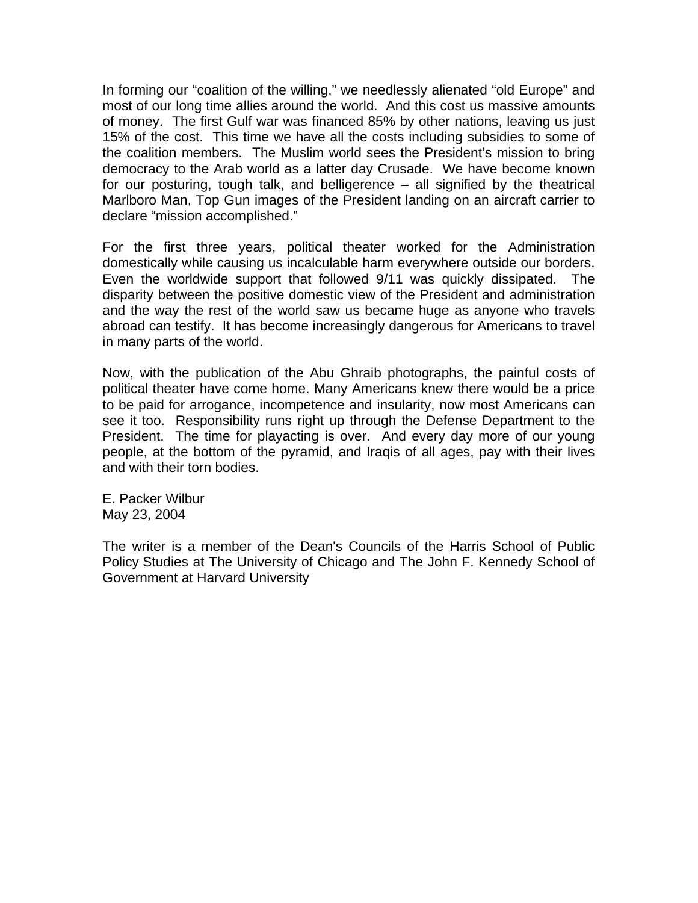In forming our "coalition of the willing," we needlessly alienated "old Europe" and most of our long time allies around the world. And this cost us massive amounts of money. The first Gulf war was financed 85% by other nations, leaving us just 15% of the cost. This time we have all the costs including subsidies to some of the coalition members. The Muslim world sees the President's mission to bring democracy to the Arab world as a latter day Crusade. We have become known for our posturing, tough talk, and belligerence – all signified by the theatrical Marlboro Man, Top Gun images of the President landing on an aircraft carrier to declare "mission accomplished."

For the first three years, political theater worked for the Administration domestically while causing us incalculable harm everywhere outside our borders. Even the worldwide support that followed 9/11 was quickly dissipated. The disparity between the positive domestic view of the President and administration and the way the rest of the world saw us became huge as anyone who travels abroad can testify. It has become increasingly dangerous for Americans to travel in many parts of the world.

Now, with the publication of the Abu Ghraib photographs, the painful costs of political theater have come home. Many Americans knew there would be a price to be paid for arrogance, incompetence and insularity, now most Americans can see it too. Responsibility runs right up through the Defense Department to the President. The time for playacting is over. And every day more of our young people, at the bottom of the pyramid, and Iraqis of all ages, pay with their lives and with their torn bodies.

E. Packer Wilbur
May 23, 2004

The writer is a member of the Dean's Councils of the Harris School of Public Policy Studies at The University of Chicago and The John F. Kennedy School of Government at Harvard University